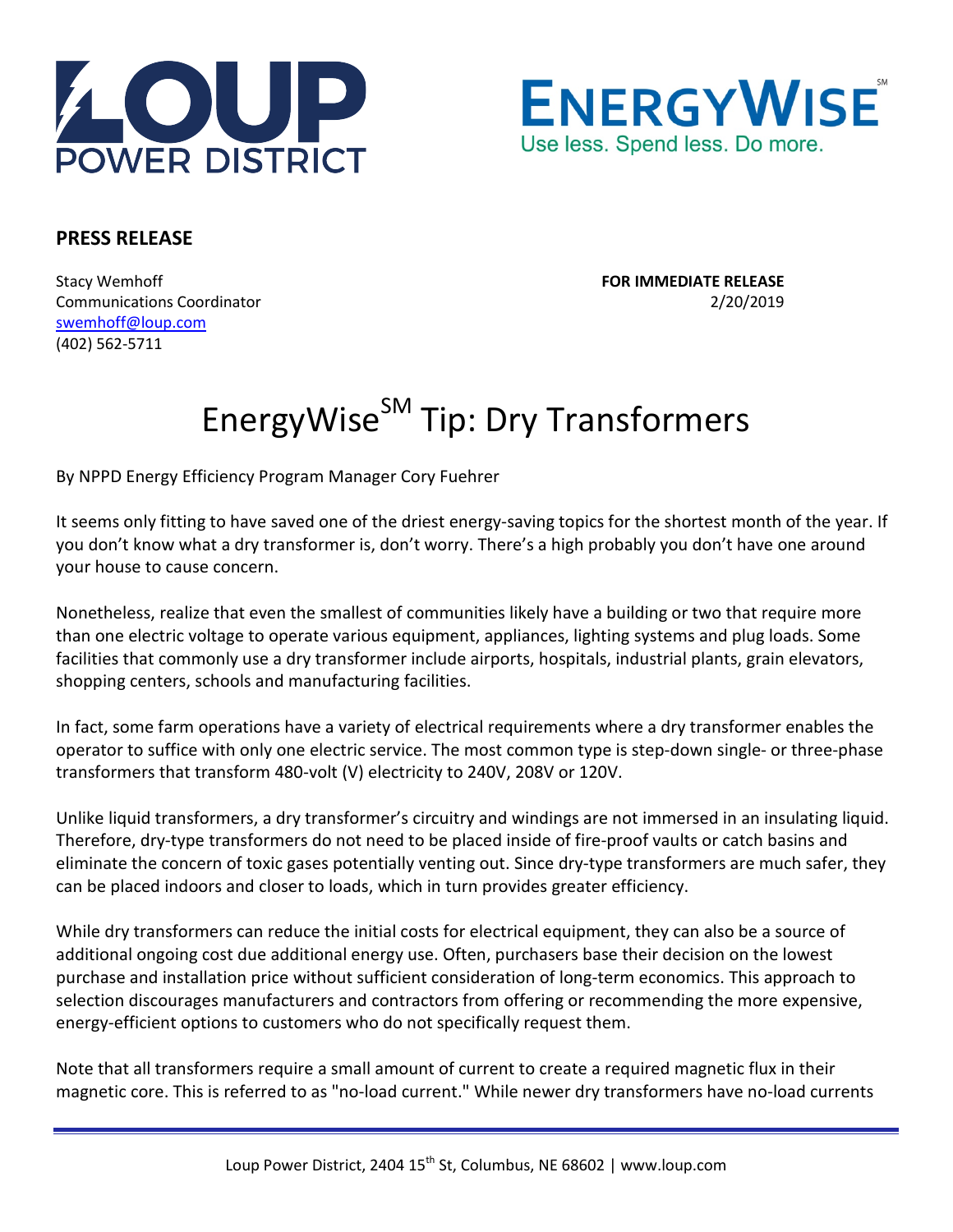LOUP POWER DISTRICT

ENERGYWISE[SM]
Use less. Spend less. Do more.

**PRESS RELEASE**

Stacy Wemhoff
Communications Coordinator
swemhoff@loup.com
(402) 562-5711

**FOR IMMEDIATE RELEASE**
2/20/2019

# EnergyWise[SM] Tip: Dry Transformers

By NPPD Energy Efficiency Program Manager Cory Fuehrer

It seems only fitting to have saved one of the driest energy-saving topics for the shortest month of the year. If you don't know what a dry transformer is, don't worry. There's a high probably you don't have one around your house to cause concern.

Nonetheless, realize that even the smallest of communities likely have a building or two that require more than one electric voltage to operate various equipment, appliances, lighting systems and plug loads. Some facilities that commonly use a dry transformer include airports, hospitals, industrial plants, grain elevators, shopping centers, schools and manufacturing facilities.

In fact, some farm operations have a variety of electrical requirements where a dry transformer enables the operator to suffice with only one electric service. The most common type is step-down single- or three-phase transformers that transform 480-volt (V) electricity to 240V, 208V or 120V.

Unlike liquid transformers, a dry transformer's circuitry and windings are not immersed in an insulating liquid. Therefore, dry-type transformers do not need to be placed inside of fire-proof vaults or catch basins and eliminate the concern of toxic gases potentially venting out. Since dry-type transformers are much safer, they can be placed indoors and closer to loads, which in turn provides greater efficiency.

While dry transformers can reduce the initial costs for electrical equipment, they can also be a source of additional ongoing cost due additional energy use. Often, purchasers base their decision on the lowest purchase and installation price without sufficient consideration of long-term economics. This approach to selection discourages manufacturers and contractors from offering or recommending the more expensive, energy-efficient options to customers who do not specifically request them.

Note that all transformers require a small amount of current to create a required magnetic flux in their magnetic core. This is referred to as "no-load current." While newer dry transformers have no-load currents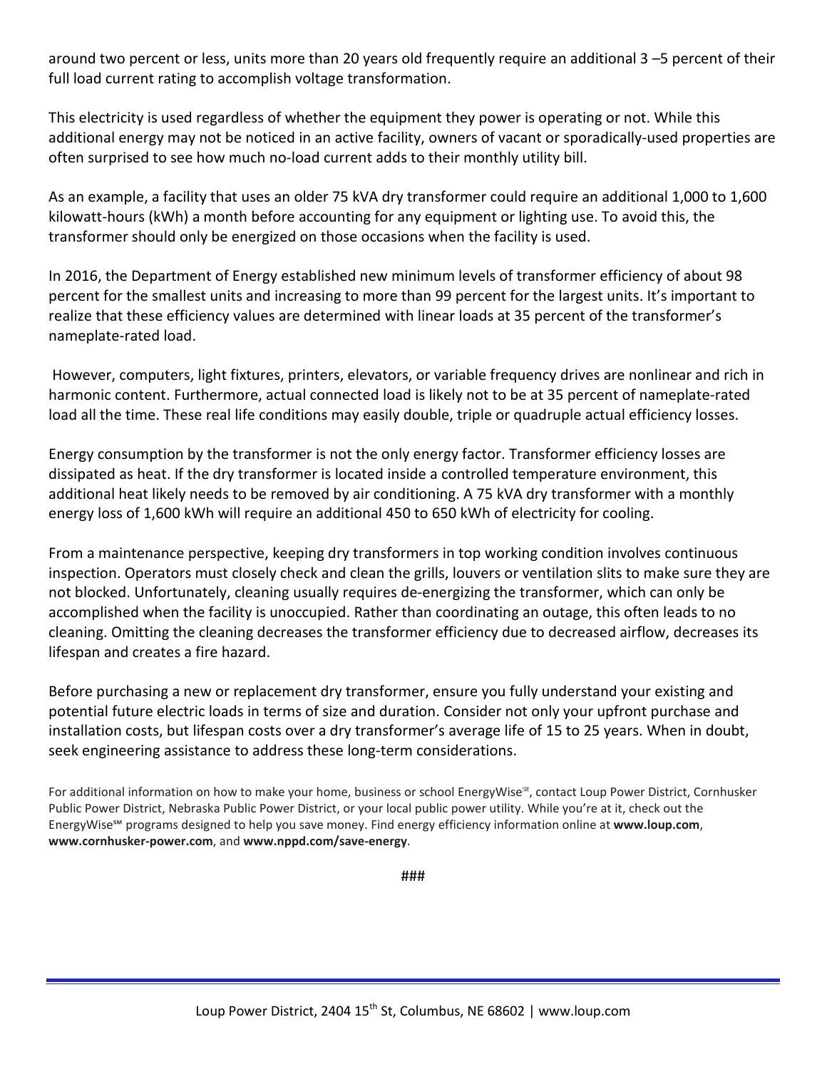around two percent or less, units more than 20 years old frequently require an additional 3 –5 percent of their full load current rating to accomplish voltage transformation.

This electricity is used regardless of whether the equipment they power is operating or not. While this additional energy may not be noticed in an active facility, owners of vacant or sporadically-used properties are often surprised to see how much no-load current adds to their monthly utility bill.

As an example, a facility that uses an older 75 kVA dry transformer could require an additional 1,000 to 1,600 kilowatt-hours (kWh) a month before accounting for any equipment or lighting use. To avoid this, the transformer should only be energized on those occasions when the facility is used.

In 2016, the Department of Energy established new minimum levels of transformer efficiency of about 98 percent for the smallest units and increasing to more than 99 percent for the largest units. It's important to realize that these efficiency values are determined with linear loads at 35 percent of the transformer's nameplate-rated load.

However, computers, light fixtures, printers, elevators, or variable frequency drives are nonlinear and rich in harmonic content. Furthermore, actual connected load is likely not to be at 35 percent of nameplate-rated load all the time. These real life conditions may easily double, triple or quadruple actual efficiency losses.

Energy consumption by the transformer is not the only energy factor. Transformer efficiency losses are dissipated as heat. If the dry transformer is located inside a controlled temperature environment, this additional heat likely needs to be removed by air conditioning. A 75 kVA dry transformer with a monthly energy loss of 1,600 kWh will require an additional 450 to 650 kWh of electricity for cooling.

From a maintenance perspective, keeping dry transformers in top working condition involves continuous inspection. Operators must closely check and clean the grills, louvers or ventilation slits to make sure they are not blocked. Unfortunately, cleaning usually requires de-energizing the transformer, which can only be accomplished when the facility is unoccupied. Rather than coordinating an outage, this often leads to no cleaning. Omitting the cleaning decreases the transformer efficiency due to decreased airflow, decreases its lifespan and creates a fire hazard.

Before purchasing a new or replacement dry transformer, ensure you fully understand your existing and potential future electric loads in terms of size and duration. Consider not only your upfront purchase and installation costs, but lifespan costs over a dry transformer's average life of 15 to 25 years. When in doubt, seek engineering assistance to address these long-term considerations.

For additional information on how to make your home, business or school EnergyWise℠, contact Loup Power District, Cornhusker Public Power District, Nebraska Public Power District, or your local public power utility. While you're at it, check out the EnergyWise℠ programs designed to help you save money. Find energy efficiency information online at **www.loup.com**, **www.cornhusker-power.com**, and **www.nppd.com/save-energy**.

###